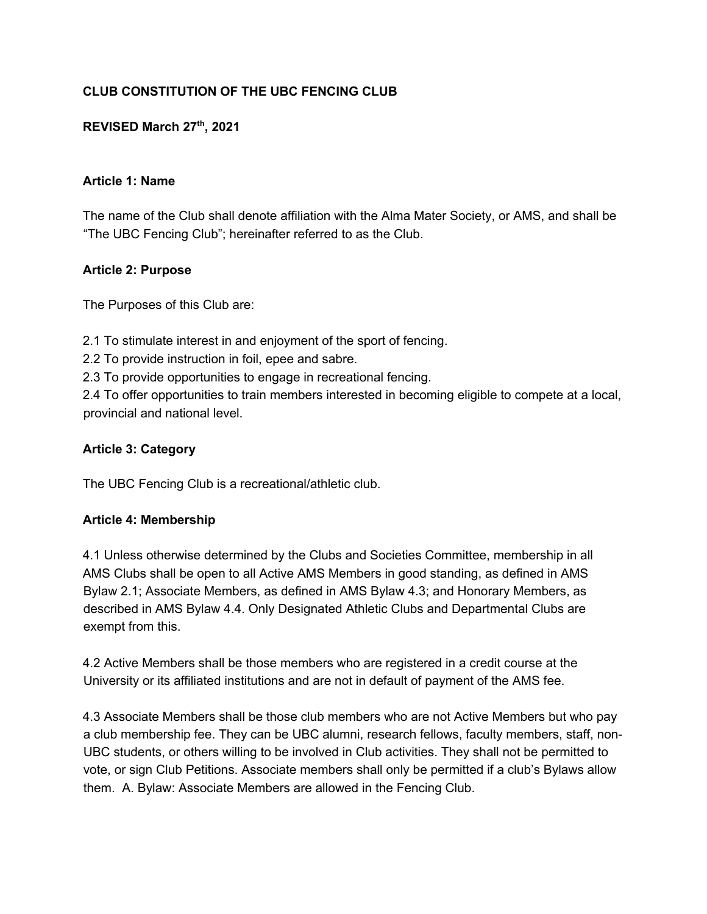**CLUB CONSTITUTION OF THE UBC FENCING CLUB**

**REVISED March 27th, 2021**

**Article 1: Name**

The name of the Club shall denote affiliation with the Alma Mater Society, or AMS, and shall be "The UBC Fencing Club"; hereinafter referred to as the Club.

**Article 2: Purpose**

The Purposes of this Club are:

2.1 To stimulate interest in and enjoyment of the sport of fencing.
2.2 To provide instruction in foil, epee and sabre.
2.3 To provide opportunities to engage in recreational fencing.
2.4 To offer opportunities to train members interested in becoming eligible to compete at a local, provincial and national level.

**Article 3: Category**

The UBC Fencing Club is a recreational/athletic club.

**Article 4: Membership**

4.1 Unless otherwise determined by the Clubs and Societies Committee, membership in all AMS Clubs shall be open to all Active AMS Members in good standing, as defined in AMS Bylaw 2.1; Associate Members, as defined in AMS Bylaw 4.3; and Honorary Members, as described in AMS Bylaw 4.4. Only Designated Athletic Clubs and Departmental Clubs are exempt from this.

4.2 Active Members shall be those members who are registered in a credit course at the University or its affiliated institutions and are not in default of payment of the AMS fee.

4.3 Associate Members shall be those club members who are not Active Members but who pay a club membership fee. They can be UBC alumni, research fellows, faculty members, staff, non-UBC students, or others willing to be involved in Club activities. They shall not be permitted to vote, or sign Club Petitions. Associate members shall only be permitted if a club's Bylaws allow them. A. Bylaw: Associate Members are allowed in the Fencing Club.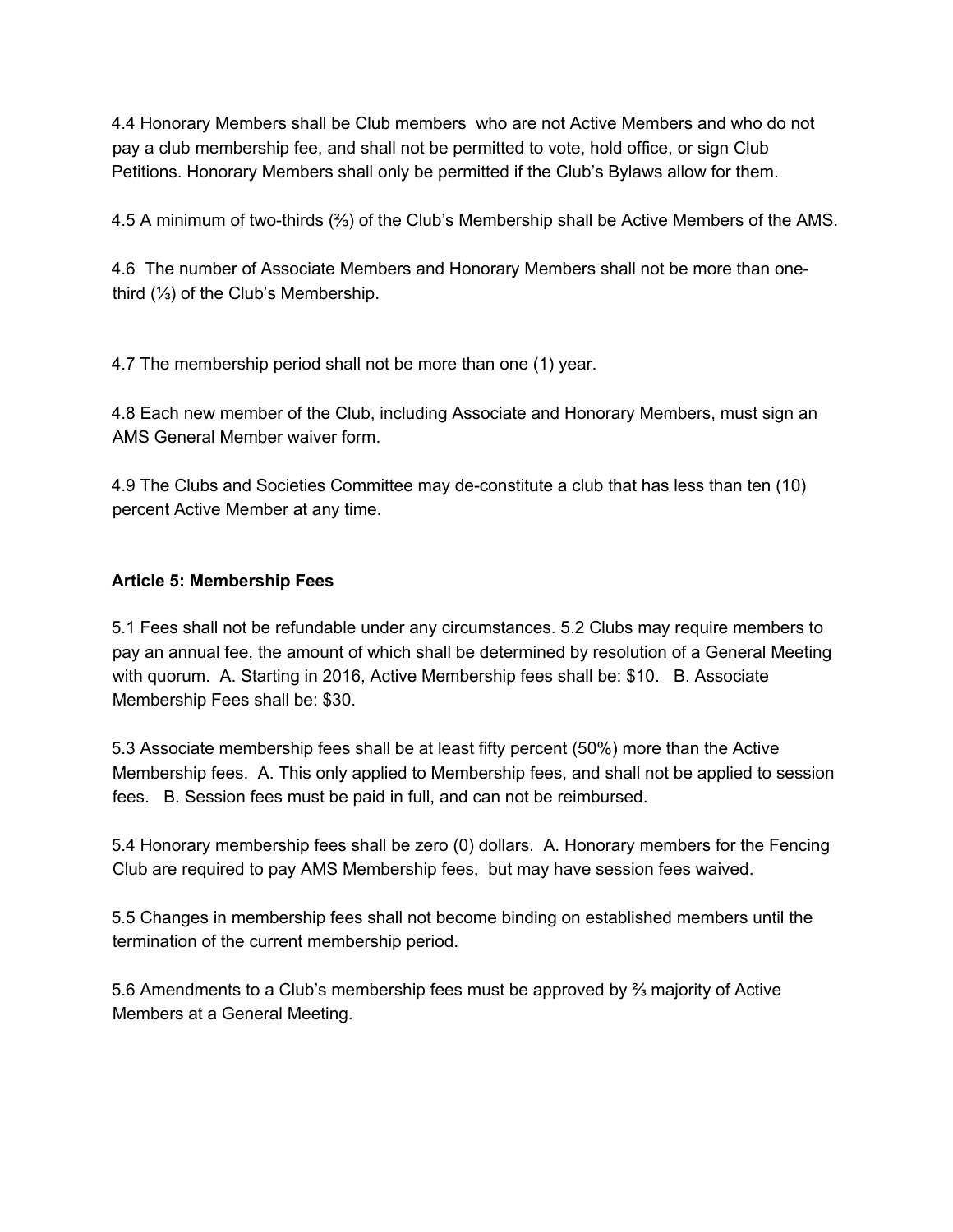4.4 Honorary Members shall be Club members who are not Active Members and who do not pay a club membership fee, and shall not be permitted to vote, hold office, or sign Club Petitions. Honorary Members shall only be permitted if the Club's Bylaws allow for them.

4.5 A minimum of two-thirds (⅔) of the Club's Membership shall be Active Members of the AMS.

4.6 The number of Associate Members and Honorary Members shall not be more than one-third (⅓) of the Club's Membership.

4.7 The membership period shall not be more than one (1) year.

4.8 Each new member of the Club, including Associate and Honorary Members, must sign an AMS General Member waiver form.

4.9 The Clubs and Societies Committee may de-constitute a club that has less than ten (10) percent Active Member at any time.

**Article 5: Membership Fees**

5.1 Fees shall not be refundable under any circumstances. 5.2 Clubs may require members to pay an annual fee, the amount of which shall be determined by resolution of a General Meeting with quorum. A. Starting in 2016, Active Membership fees shall be: $10. B. Associate Membership Fees shall be: $30.

5.3 Associate membership fees shall be at least fifty percent (50%) more than the Active Membership fees. A. This only applied to Membership fees, and shall not be applied to session fees. B. Session fees must be paid in full, and can not be reimbursed.

5.4 Honorary membership fees shall be zero (0) dollars. A. Honorary members for the Fencing Club are required to pay AMS Membership fees, but may have session fees waived.

5.5 Changes in membership fees shall not become binding on established members until the termination of the current membership period.

5.6 Amendments to a Club's membership fees must be approved by ⅔ majority of Active Members at a General Meeting.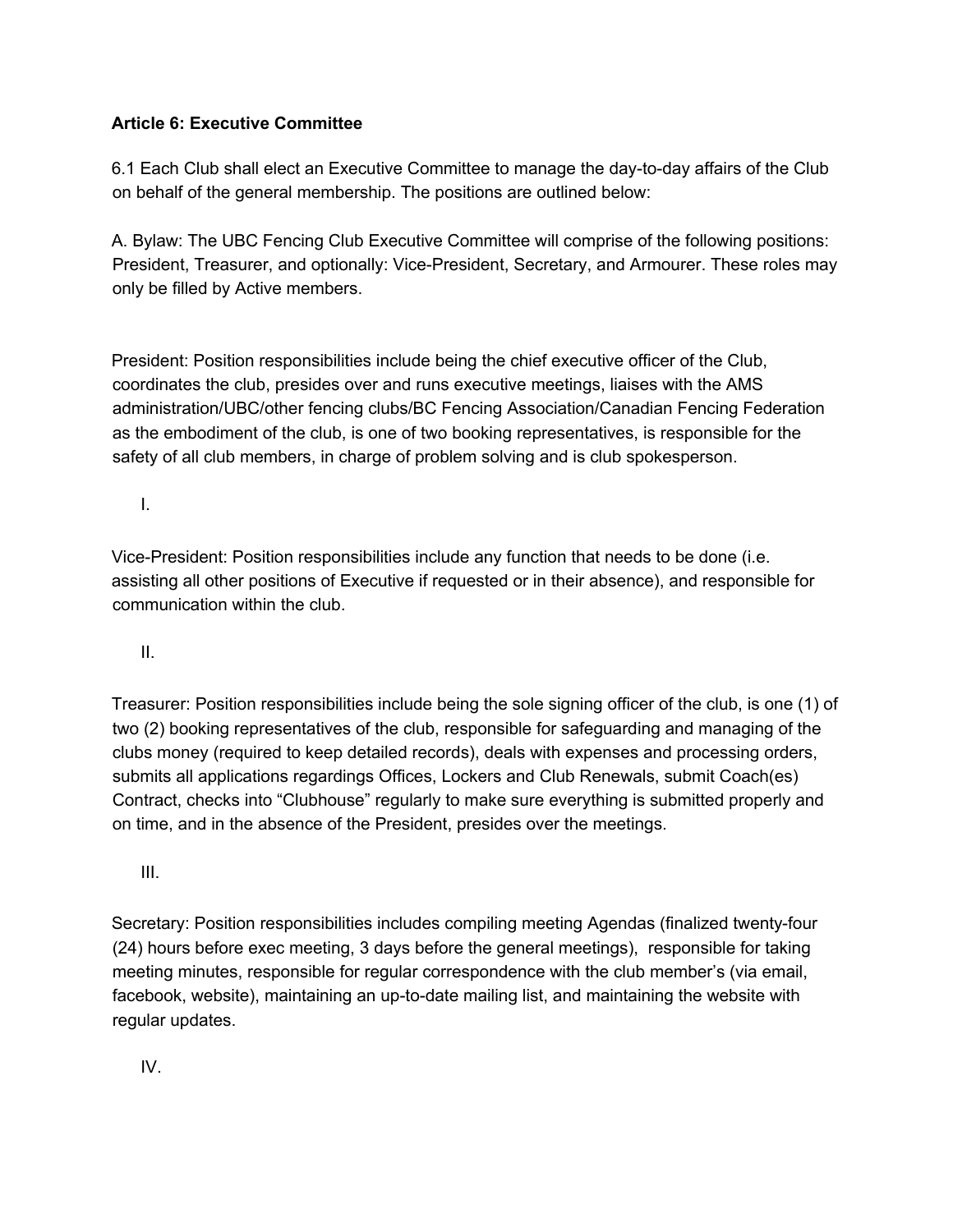**Article 6: Executive Committee**

6.1 Each Club shall elect an Executive Committee to manage the day-to-day affairs of the Club on behalf of the general membership. The positions are outlined below:

A. Bylaw: The UBC Fencing Club Executive Committee will comprise of the following positions: President, Treasurer, and optionally: Vice-President, Secretary, and Armourer. These roles may only be filled by Active members.

President: Position responsibilities include being the chief executive officer of the Club, coordinates the club, presides over and runs executive meetings, liaises with the AMS administration/UBC/other fencing clubs/BC Fencing Association/Canadian Fencing Federation as the embodiment of the club, is one of two booking representatives, is responsible for the safety of all club members, in charge of problem solving and is club spokesperson.

I.

Vice-President: Position responsibilities include any function that needs to be done (i.e. assisting all other positions of Executive if requested or in their absence), and responsible for communication within the club.

II.

Treasurer: Position responsibilities include being the sole signing officer of the club, is one (1) of two (2) booking representatives of the club, responsible for safeguarding and managing of the clubs money (required to keep detailed records), deals with expenses and processing orders, submits all applications regardings Offices, Lockers and Club Renewals, submit Coach(es) Contract, checks into "Clubhouse" regularly to make sure everything is submitted properly and on time, and in the absence of the President, presides over the meetings.

III.

Secretary: Position responsibilities includes compiling meeting Agendas (finalized twenty-four (24) hours before exec meeting, 3 days before the general meetings), responsible for taking meeting minutes, responsible for regular correspondence with the club member's (via email, facebook, website), maintaining an up-to-date mailing list, and maintaining the website with regular updates.

IV.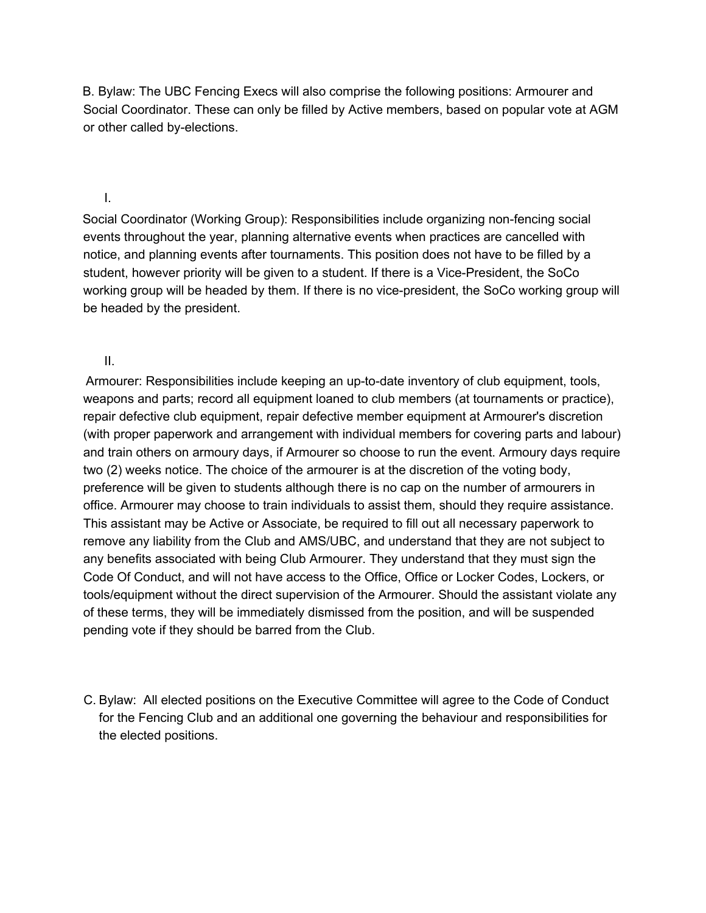B. Bylaw: The UBC Fencing Execs will also comprise the following positions: Armourer and Social Coordinator. These can only be filled by Active members, based on popular vote at AGM or other called by-elections.

I.

Social Coordinator (Working Group): Responsibilities include organizing non-fencing social events throughout the year, planning alternative events when practices are cancelled with notice, and planning events after tournaments. This position does not have to be filled by a student, however priority will be given to a student. If there is a Vice-President, the SoCo working group will be headed by them. If there is no vice-president, the SoCo working group will be headed by the president.

II.

Armourer: Responsibilities include keeping an up-to-date inventory of club equipment, tools, weapons and parts; record all equipment loaned to club members (at tournaments or practice), repair defective club equipment, repair defective member equipment at Armourer's discretion (with proper paperwork and arrangement with individual members for covering parts and labour) and train others on armoury days, if Armourer so choose to run the event. Armoury days require two (2) weeks notice. The choice of the armourer is at the discretion of the voting body, preference will be given to students although there is no cap on the number of armourers in office. Armourer may choose to train individuals to assist them, should they require assistance. This assistant may be Active or Associate, be required to fill out all necessary paperwork to remove any liability from the Club and AMS/UBC, and understand that they are not subject to any benefits associated with being Club Armourer. They understand that they must sign the Code Of Conduct, and will not have access to the Office, Office or Locker Codes, Lockers, or tools/equipment without the direct supervision of the Armourer. Should the assistant violate any of these terms, they will be immediately dismissed from the position, and will be suspended pending vote if they should be barred from the Club.

C. Bylaw: All elected positions on the Executive Committee will agree to the Code of Conduct for the Fencing Club and an additional one governing the behaviour and responsibilities for the elected positions.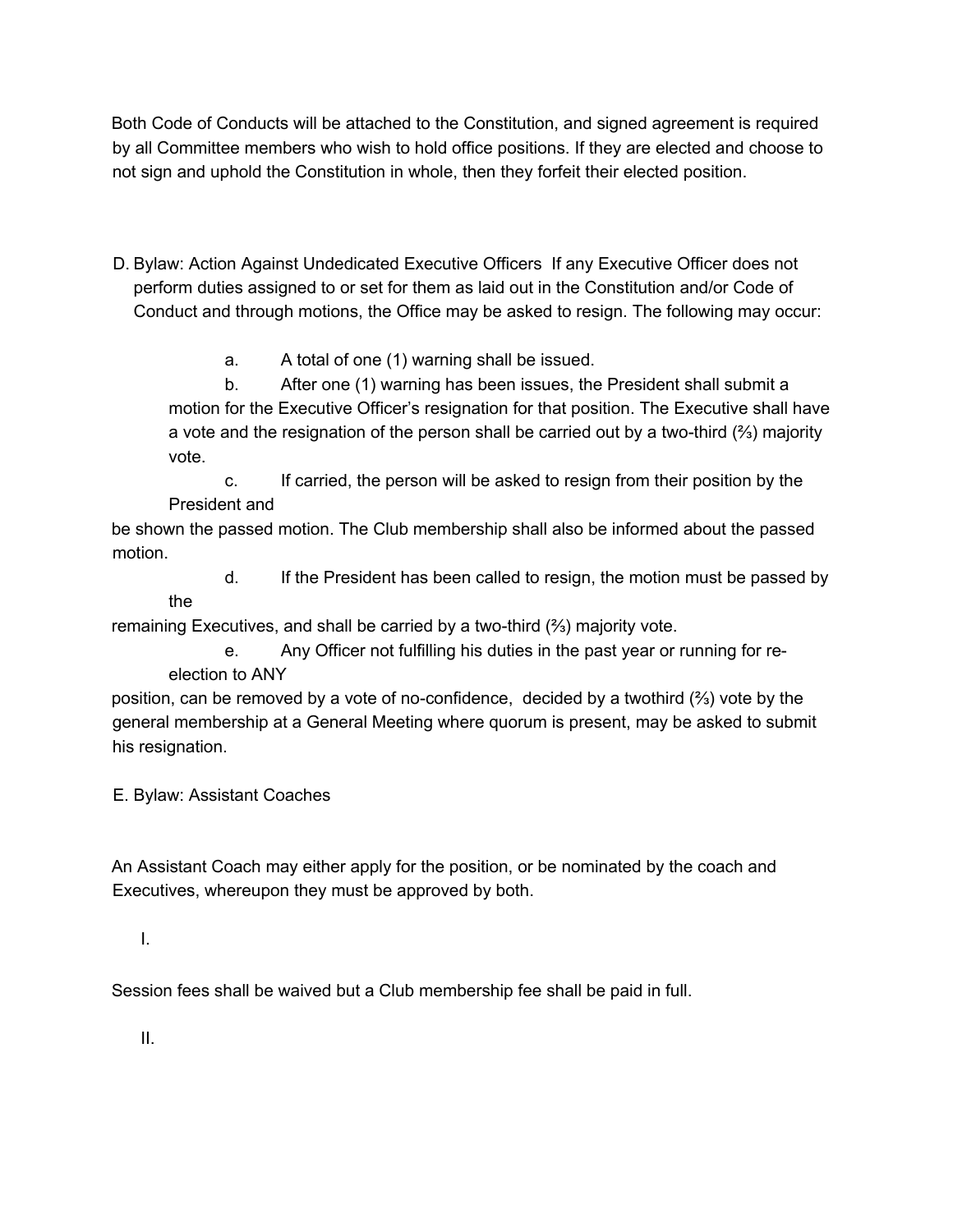Both Code of Conducts will be attached to the Constitution, and signed agreement is required by all Committee members who wish to hold office positions. If they are elected and choose to not sign and uphold the Constitution in whole, then they forfeit their elected position.

D. Bylaw: Action Against Undedicated Executive Officers If any Executive Officer does not perform duties assigned to or set for them as laid out in the Constitution and/or Code of Conduct and through motions, the Office may be asked to resign. The following may occur:

a. A total of one (1) warning shall be issued.

b. After one (1) warning has been issues, the President shall submit a motion for the Executive Officer's resignation for that position. The Executive shall have a vote and the resignation of the person shall be carried out by a two-third (⅔) majority vote.

c. If carried, the person will be asked to resign from their position by the President and be shown the passed motion. The Club membership shall also be informed about the passed motion.

d. If the President has been called to resign, the motion must be passed by the remaining Executives, and shall be carried by a two-third (⅔) majority vote.

e. Any Officer not fulfilling his duties in the past year or running for re-election to ANY position, can be removed by a vote of no-confidence, decided by a twothird (⅔) vote by the general membership at a General Meeting where quorum is present, may be asked to submit his resignation.

E. Bylaw: Assistant Coaches

An Assistant Coach may either apply for the position, or be nominated by the coach and Executives, whereupon they must be approved by both.

I.

Session fees shall be waived but a Club membership fee shall be paid in full.

II.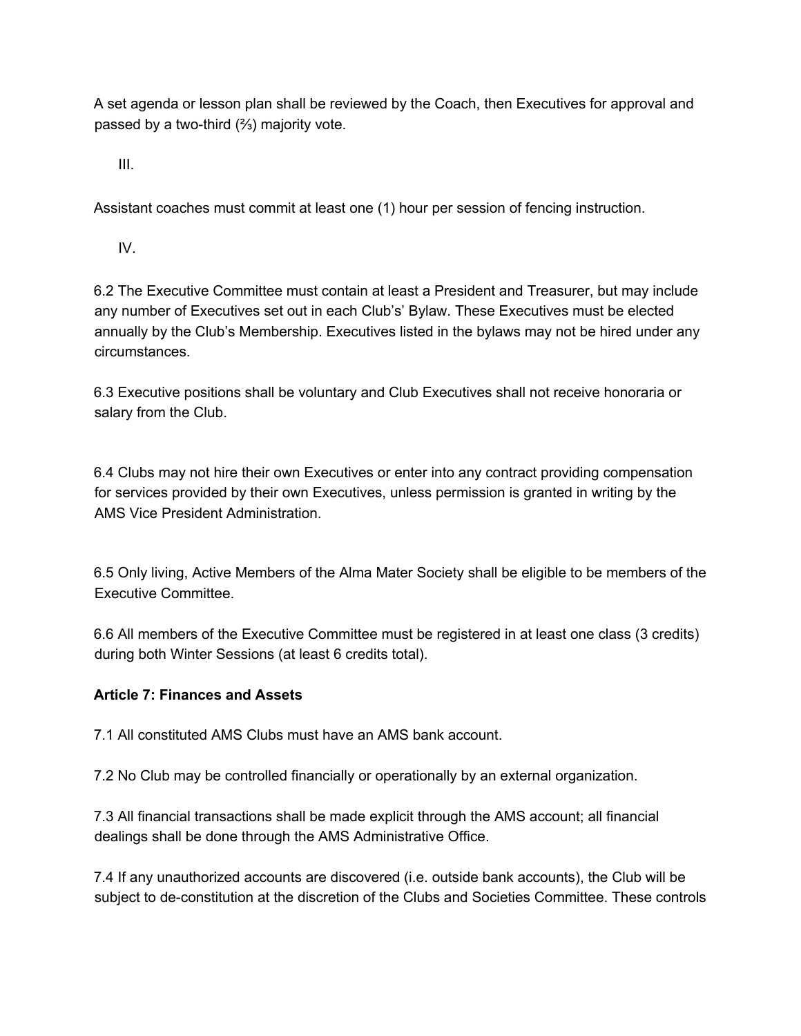A set agenda or lesson plan shall be reviewed by the Coach, then Executives for approval and passed by a two-third (⅔) majority vote.

III.

Assistant coaches must commit at least one (1) hour per session of fencing instruction.

IV.

6.2 The Executive Committee must contain at least a President and Treasurer, but may include any number of Executives set out in each Club's' Bylaw. These Executives must be elected annually by the Club's Membership. Executives listed in the bylaws may not be hired under any circumstances.

6.3 Executive positions shall be voluntary and Club Executives shall not receive honoraria or salary from the Club.

6.4 Clubs may not hire their own Executives or enter into any contract providing compensation for services provided by their own Executives, unless permission is granted in writing by the AMS Vice President Administration.

6.5 Only living, Active Members of the Alma Mater Society shall be eligible to be members of the Executive Committee.

6.6 All members of the Executive Committee must be registered in at least one class (3 credits) during both Winter Sessions (at least 6 credits total).

**Article 7: Finances and Assets**

7.1 All constituted AMS Clubs must have an AMS bank account.

7.2 No Club may be controlled financially or operationally by an external organization.

7.3 All financial transactions shall be made explicit through the AMS account; all financial dealings shall be done through the AMS Administrative Office.

7.4 If any unauthorized accounts are discovered (i.e. outside bank accounts), the Club will be subject to de-constitution at the discretion of the Clubs and Societies Committee. These controls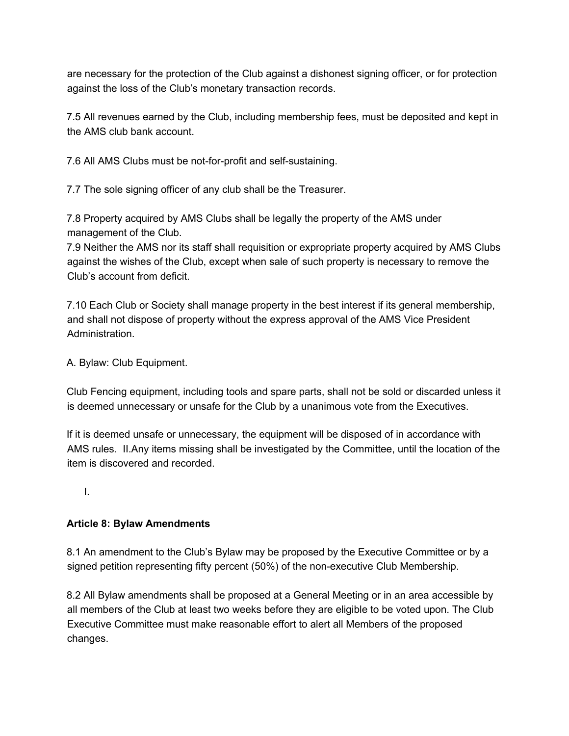are necessary for the protection of the Club against a dishonest signing officer, or for protection against the loss of the Club's monetary transaction records.

7.5 All revenues earned by the Club, including membership fees, must be deposited and kept in the AMS club bank account.

7.6 All AMS Clubs must be not-for-profit and self-sustaining.

7.7 The sole signing officer of any club shall be the Treasurer.

7.8 Property acquired by AMS Clubs shall be legally the property of the AMS under management of the Club.
7.9 Neither the AMS nor its staff shall requisition or expropriate property acquired by AMS Clubs against the wishes of the Club, except when sale of such property is necessary to remove the Club's account from deficit.

7.10 Each Club or Society shall manage property in the best interest if its general membership, and shall not dispose of property without the express approval of the AMS Vice President Administration.

A. Bylaw: Club Equipment.

Club Fencing equipment, including tools and spare parts, shall not be sold or discarded unless it is deemed unnecessary or unsafe for the Club by a unanimous vote from the Executives.

If it is deemed unsafe or unnecessary, the equipment will be disposed of in accordance with AMS rules. II.Any items missing shall be investigated by the Committee, until the location of the item is discovered and recorded.

I.

**Article 8: Bylaw Amendments**

8.1 An amendment to the Club's Bylaw may be proposed by the Executive Committee or by a signed petition representing fifty percent (50%) of the non-executive Club Membership.

8.2 All Bylaw amendments shall be proposed at a General Meeting or in an area accessible by all members of the Club at least two weeks before they are eligible to be voted upon. The Club Executive Committee must make reasonable effort to alert all Members of the proposed changes.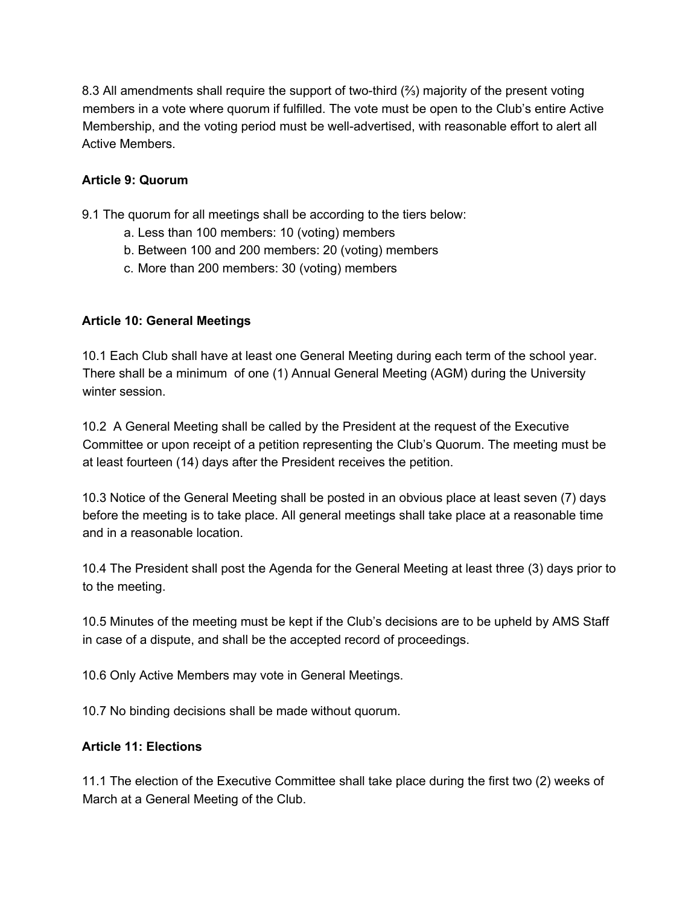8.3 All amendments shall require the support of two-third (⅔) majority of the present voting members in a vote where quorum if fulfilled. The vote must be open to the Club's entire Active Membership, and the voting period must be well-advertised, with reasonable effort to alert all Active Members.

**Article 9: Quorum**

9.1 The quorum for all meetings shall be according to the tiers below:

a. Less than 100 members: 10 (voting) members
b. Between 100 and 200 members: 20 (voting) members
c. More than 200 members: 30 (voting) members

**Article 10: General Meetings**

10.1 Each Club shall have at least one General Meeting during each term of the school year. There shall be a minimum of one (1) Annual General Meeting (AGM) during the University winter session.

10.2 A General Meeting shall be called by the President at the request of the Executive Committee or upon receipt of a petition representing the Club's Quorum. The meeting must be at least fourteen (14) days after the President receives the petition.

10.3 Notice of the General Meeting shall be posted in an obvious place at least seven (7) days before the meeting is to take place. All general meetings shall take place at a reasonable time and in a reasonable location.

10.4 The President shall post the Agenda for the General Meeting at least three (3) days prior to to the meeting.

10.5 Minutes of the meeting must be kept if the Club's decisions are to be upheld by AMS Staff in case of a dispute, and shall be the accepted record of proceedings.

10.6 Only Active Members may vote in General Meetings.

10.7 No binding decisions shall be made without quorum.

**Article 11: Elections**

11.1 The election of the Executive Committee shall take place during the first two (2) weeks of March at a General Meeting of the Club.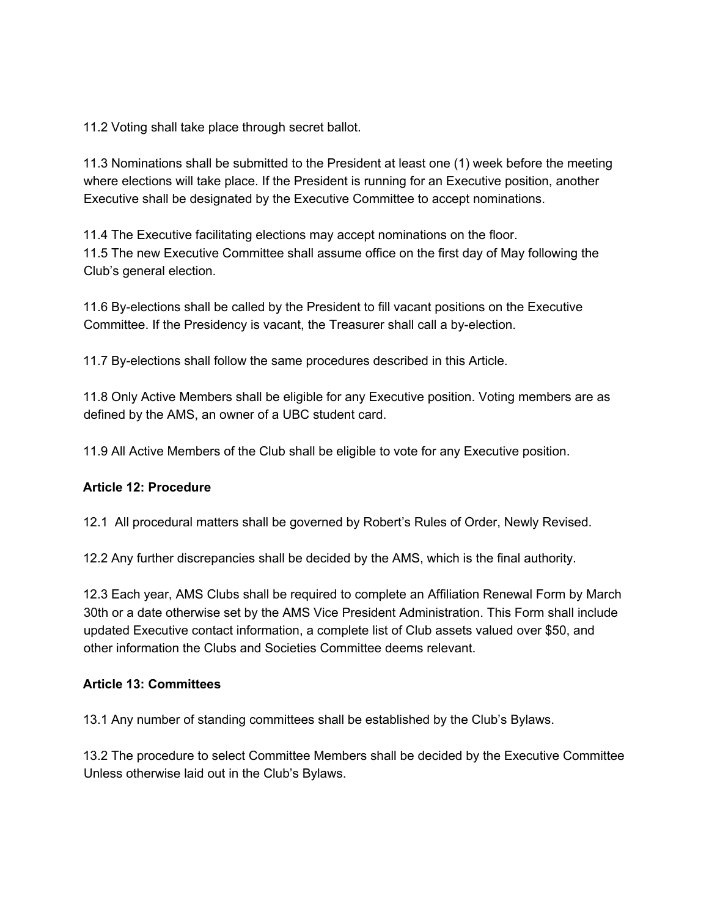11.2 Voting shall take place through secret ballot.

11.3 Nominations shall be submitted to the President at least one (1) week before the meeting where elections will take place. If the President is running for an Executive position, another Executive shall be designated by the Executive Committee to accept nominations.

11.4 The Executive facilitating elections may accept nominations on the floor.
11.5 The new Executive Committee shall assume office on the first day of May following the Club's general election.

11.6 By-elections shall be called by the President to fill vacant positions on the Executive Committee. If the Presidency is vacant, the Treasurer shall call a by-election.

11.7 By-elections shall follow the same procedures described in this Article.

11.8 Only Active Members shall be eligible for any Executive position. Voting members are as defined by the AMS, an owner of a UBC student card.

11.9 All Active Members of the Club shall be eligible to vote for any Executive position.

**Article 12: Procedure**

12.1 All procedural matters shall be governed by Robert's Rules of Order, Newly Revised.

12.2 Any further discrepancies shall be decided by the AMS, which is the final authority.

12.3 Each year, AMS Clubs shall be required to complete an Affiliation Renewal Form by March 30th or a date otherwise set by the AMS Vice President Administration. This Form shall include updated Executive contact information, a complete list of Club assets valued over $50, and other information the Clubs and Societies Committee deems relevant.

**Article 13: Committees**

13.1 Any number of standing committees shall be established by the Club's Bylaws.

13.2 The procedure to select Committee Members shall be decided by the Executive Committee Unless otherwise laid out in the Club's Bylaws.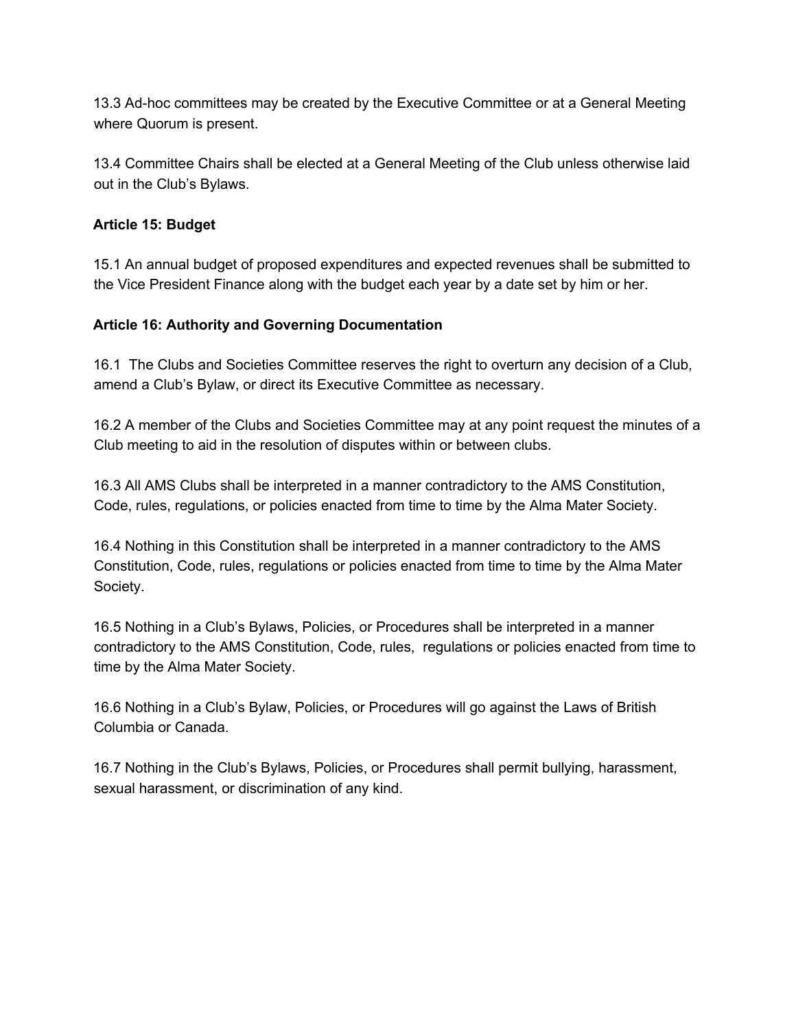13.3 Ad-hoc committees may be created by the Executive Committee or at a General Meeting where Quorum is present.

13.4 Committee Chairs shall be elected at a General Meeting of the Club unless otherwise laid out in the Club's Bylaws.

**Article 15: Budget**

15.1 An annual budget of proposed expenditures and expected revenues shall be submitted to the Vice President Finance along with the budget each year by a date set by him or her.

**Article 16: Authority and Governing Documentation**

16.1 The Clubs and Societies Committee reserves the right to overturn any decision of a Club, amend a Club's Bylaw, or direct its Executive Committee as necessary.

16.2 A member of the Clubs and Societies Committee may at any point request the minutes of a Club meeting to aid in the resolution of disputes within or between clubs.

16.3 All AMS Clubs shall be interpreted in a manner contradictory to the AMS Constitution, Code, rules, regulations, or policies enacted from time to time by the Alma Mater Society.

16.4 Nothing in this Constitution shall be interpreted in a manner contradictory to the AMS Constitution, Code, rules, regulations or policies enacted from time to time by the Alma Mater Society.

16.5 Nothing in a Club's Bylaws, Policies, or Procedures shall be interpreted in a manner contradictory to the AMS Constitution, Code, rules, regulations or policies enacted from time to time by the Alma Mater Society.

16.6 Nothing in a Club's Bylaw, Policies, or Procedures will go against the Laws of British Columbia or Canada.

16.7 Nothing in the Club's Bylaws, Policies, or Procedures shall permit bullying, harassment, sexual harassment, or discrimination of any kind.